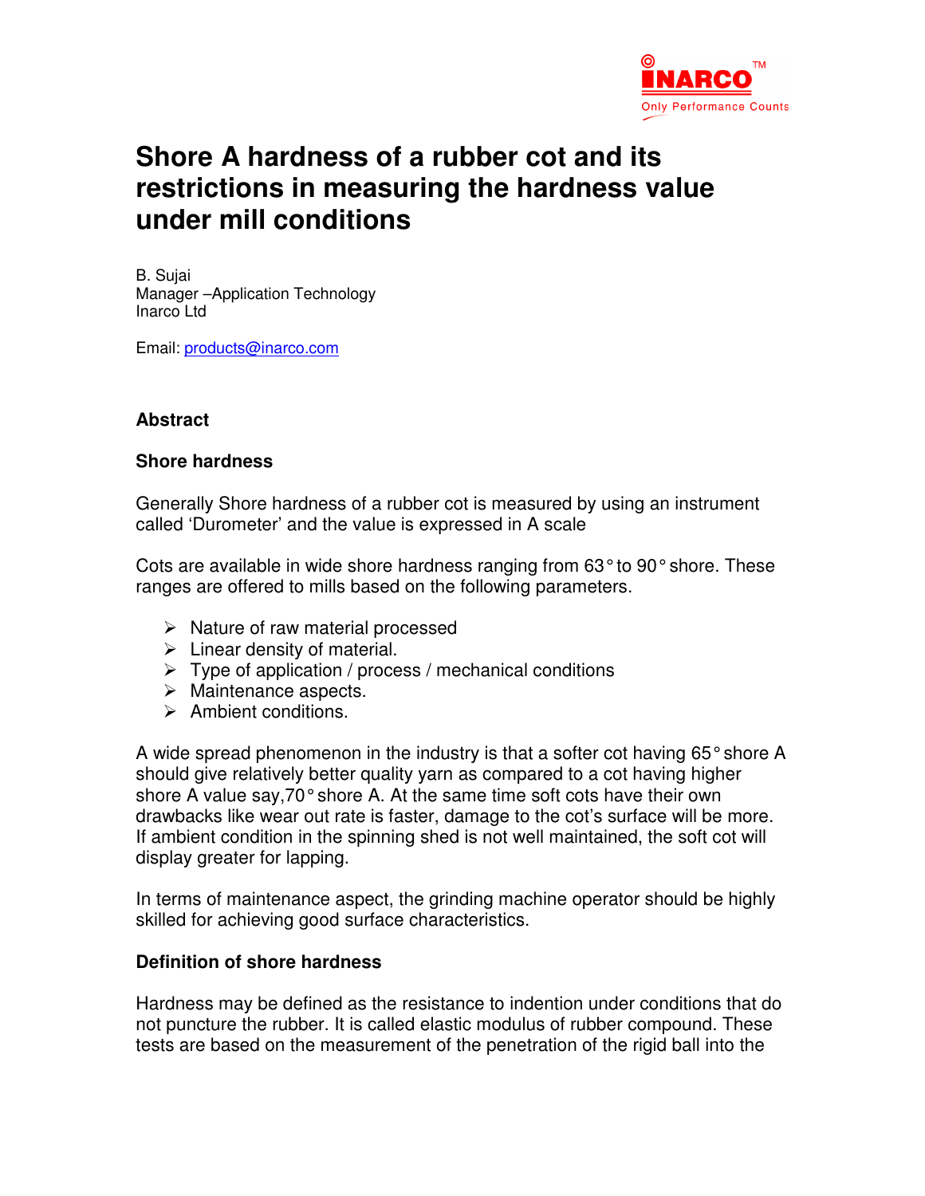# Shore A hardness of a rubber cot and its restrictions in measuring the hardness value under mill conditions

B. Sujai
Manager –Application Technology
Inarco Ltd

Email: products@inarco.com

**Abstract**

**Shore hardness**

Generally Shore hardness of a rubber cot is measured by using an instrument called 'Durometer' and the value is expressed in A scale

Cots are available in wide shore hardness ranging from 63° to 90° shore. These ranges are offered to mills based on the following parameters.

- Nature of raw material processed
- Linear density of material.
- Type of application / process / mechanical conditions
- Maintenance aspects.
- Ambient conditions.

A wide spread phenomenon in the industry is that a softer cot having 65° shore A should give relatively better quality yarn as compared to a cot having higher shore A value say,70° shore A. At the same time soft cots have their own drawbacks like wear out rate is faster, damage to the cot's surface will be more. If ambient condition in the spinning shed is not well maintained, the soft cot will display greater for lapping.

In terms of maintenance aspect, the grinding machine operator should be highly skilled for achieving good surface characteristics.

**Definition of shore hardness**

Hardness may be defined as the resistance to indention under conditions that do not puncture the rubber. It is called elastic modulus of rubber compound. These tests are based on the measurement of the penetration of the rigid ball into the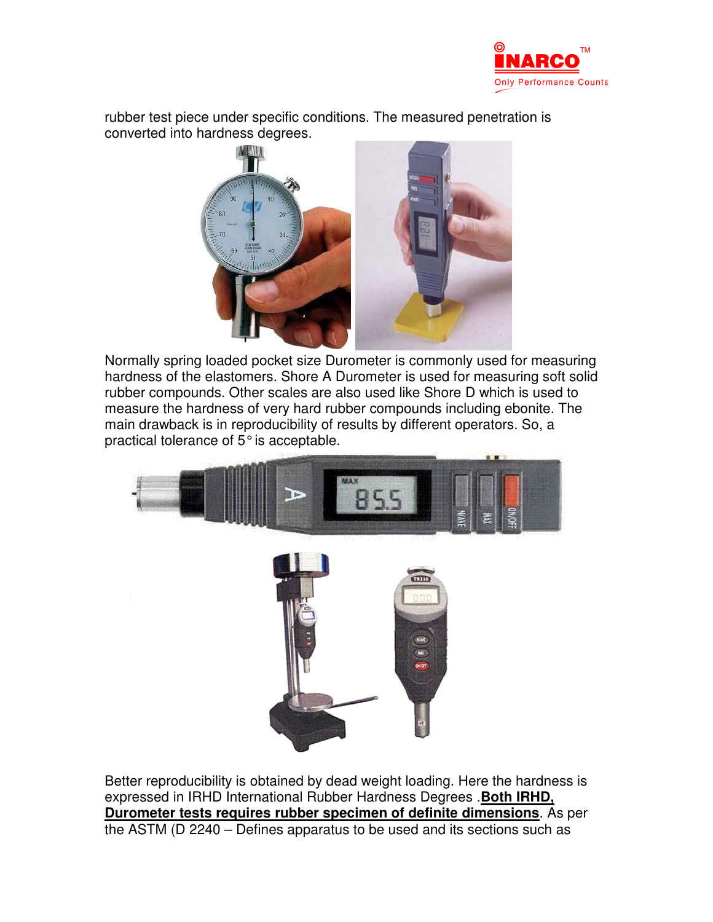rubber test piece under specific conditions. The measured penetration is converted into hardness degrees.

Normally spring loaded pocket size Durometer is commonly used for measuring hardness of the elastomers. Shore A Durometer is used for measuring soft solid rubber compounds. Other scales are also used like Shore D which is used to measure the hardness of very hard rubber compounds including ebonite. The main drawback is in reproducibility of results by different operators. So, a practical tolerance of 5° is acceptable.

Better reproducibility is obtained by dead weight loading. Here the hardness is expressed in IRHD International Rubber Hardness Degrees .**Both IRHD, Durometer tests requires rubber specimen of definite dimensions**. As per the ASTM (D 2240 – Defines apparatus to be used and its sections such as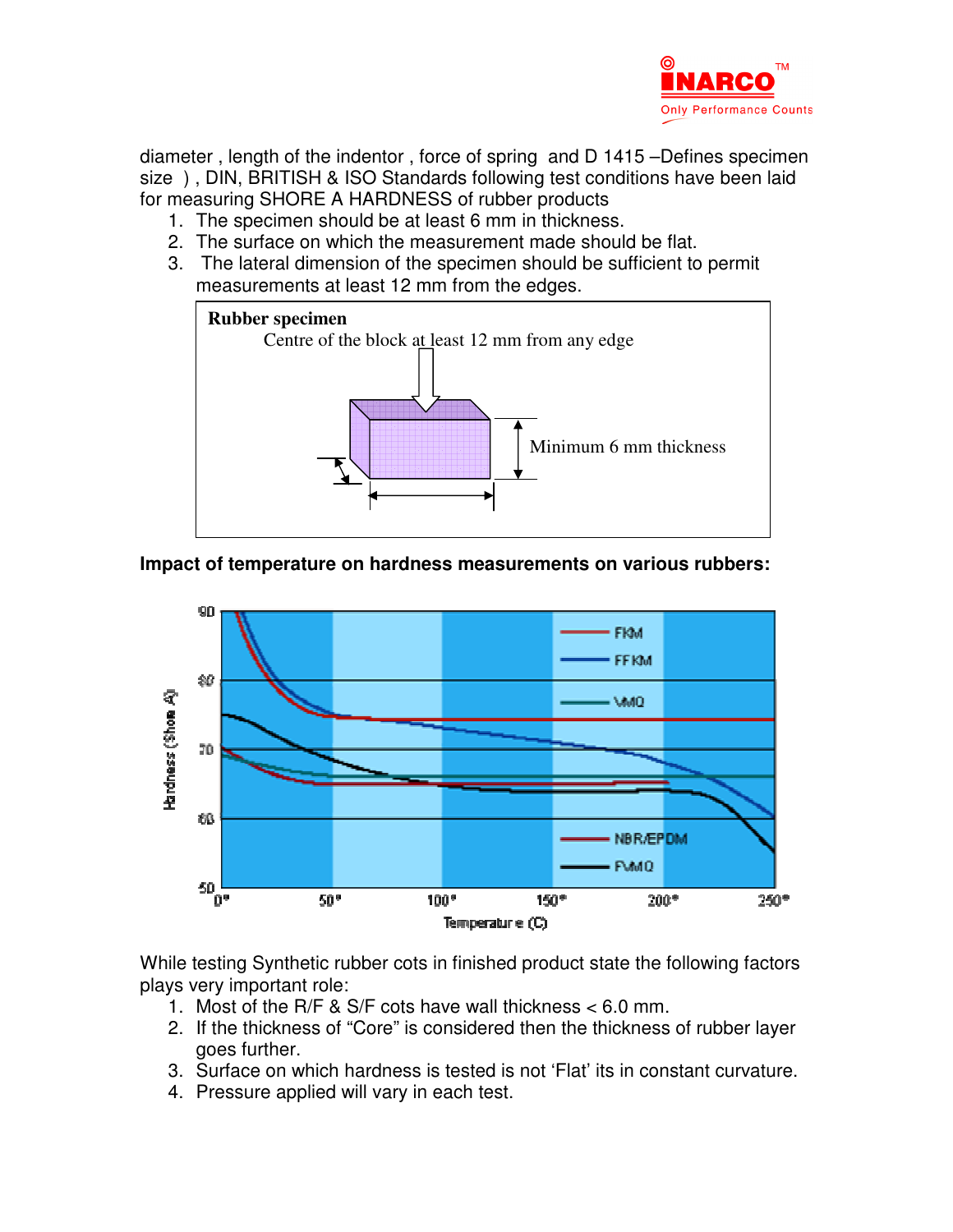diameter , length of the indentor , force of spring  and D 1415 –Defines specimen size  ) , DIN, BRITISH & ISO Standards following test conditions have been laid for measuring SHORE A HARDNESS of rubber products

1. The specimen should be at least 6 mm in thickness.
2. The surface on which the measurement made should be flat.
3. The lateral dimension of the specimen should be sufficient to permit measurements at least 12 mm from the edges.

**Rubber specimen**

Centre of the block at least 12 mm from any edge

Minimum 6 mm thickness

**Impact of temperature on hardness measurements on various rubbers:**

While testing Synthetic rubber cots in finished product state the following factors plays very important role:

1. Most of the R/F & S/F cots have wall thickness < 6.0 mm.
2. If the thickness of "Core" is considered then the thickness of rubber layer goes further.
3. Surface on which hardness is tested is not 'Flat' its in constant curvature.
4. Pressure applied will vary in each test.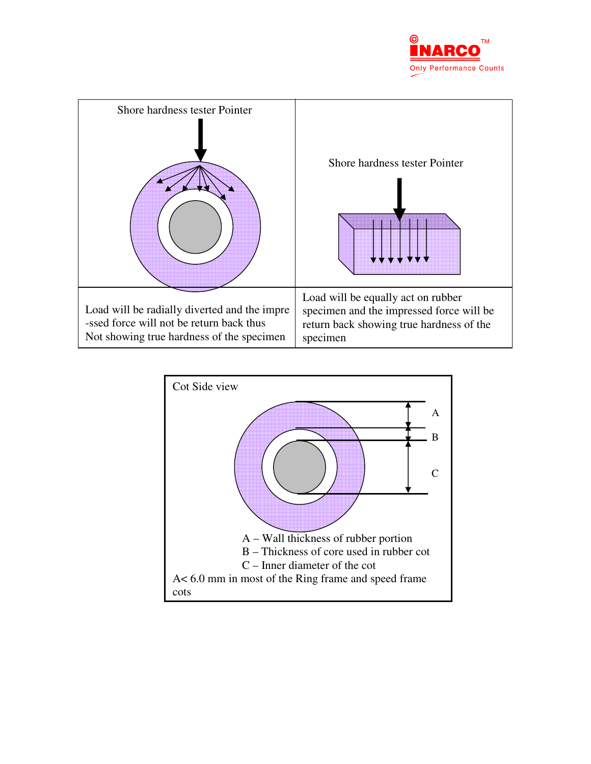| Shore hardness tester Pointer | Shore hardness tester Pointer |
|---|---|
| Load will be radially diverted and the impre -ssed force will not be return back thus Not showing true hardness of the specimen | Load will be equally act on rubber specimen and the impressed force will be return back showing true hardness of the specimen |

Cot Side view

A

B

C

A – Wall thickness of rubber portion
B – Thickness of core used in rubber cot
C – Inner diameter of the cot
A< 6.0 mm in most of the Ring frame and speed frame cots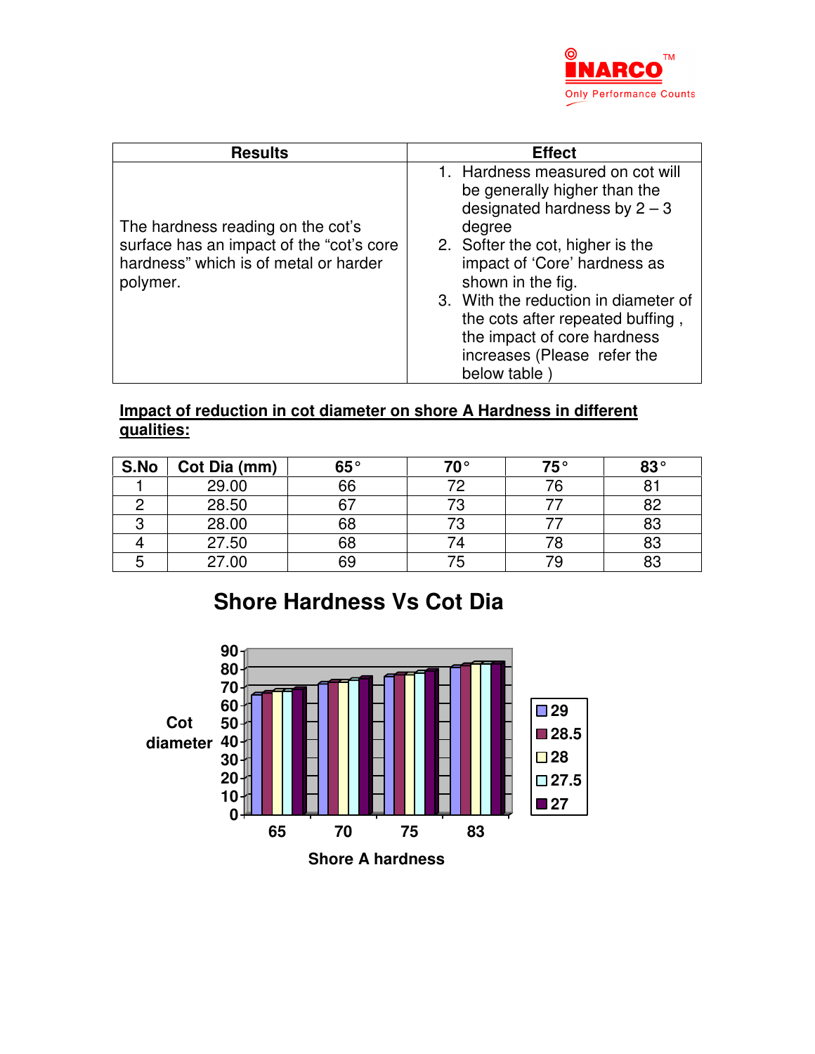| Results | Effect |
|---|---|
| The hardness reading on the cot's surface has an impact of the "cot's core hardness" which is of metal or harder polymer. | 1. Hardness measured on cot will be generally higher than the designated hardness by 2 – 3 degree<br>2. Softer the cot, higher is the impact of 'Core' hardness as shown in the fig.<br>3. With the reduction in diameter of the cots after repeated buffing , the impact of core hardness increases (Please refer the below table ) |

**Impact of reduction in cot diameter on shore A Hardness in different qualities:**

| S.No | Cot Dia (mm) | 65° | 70° | 75° | 83° |
|---|---|---|---|---|---|
| 1 | 29.00 | 66 | 72 | 76 | 81 |
| 2 | 28.50 | 67 | 73 | 77 | 82 |
| 3 | 28.00 | 68 | 73 | 77 | 83 |
| 4 | 27.50 | 68 | 74 | 78 | 83 |
| 5 | 27.00 | 69 | 75 | 79 | 83 |

**Shore Hardness Vs Cot Dia**

Cot diameter

90
80
70
60
50
40
30
20
10
0

65
70
75
83

Shore A hardness

29
28.5
28
27.5
27